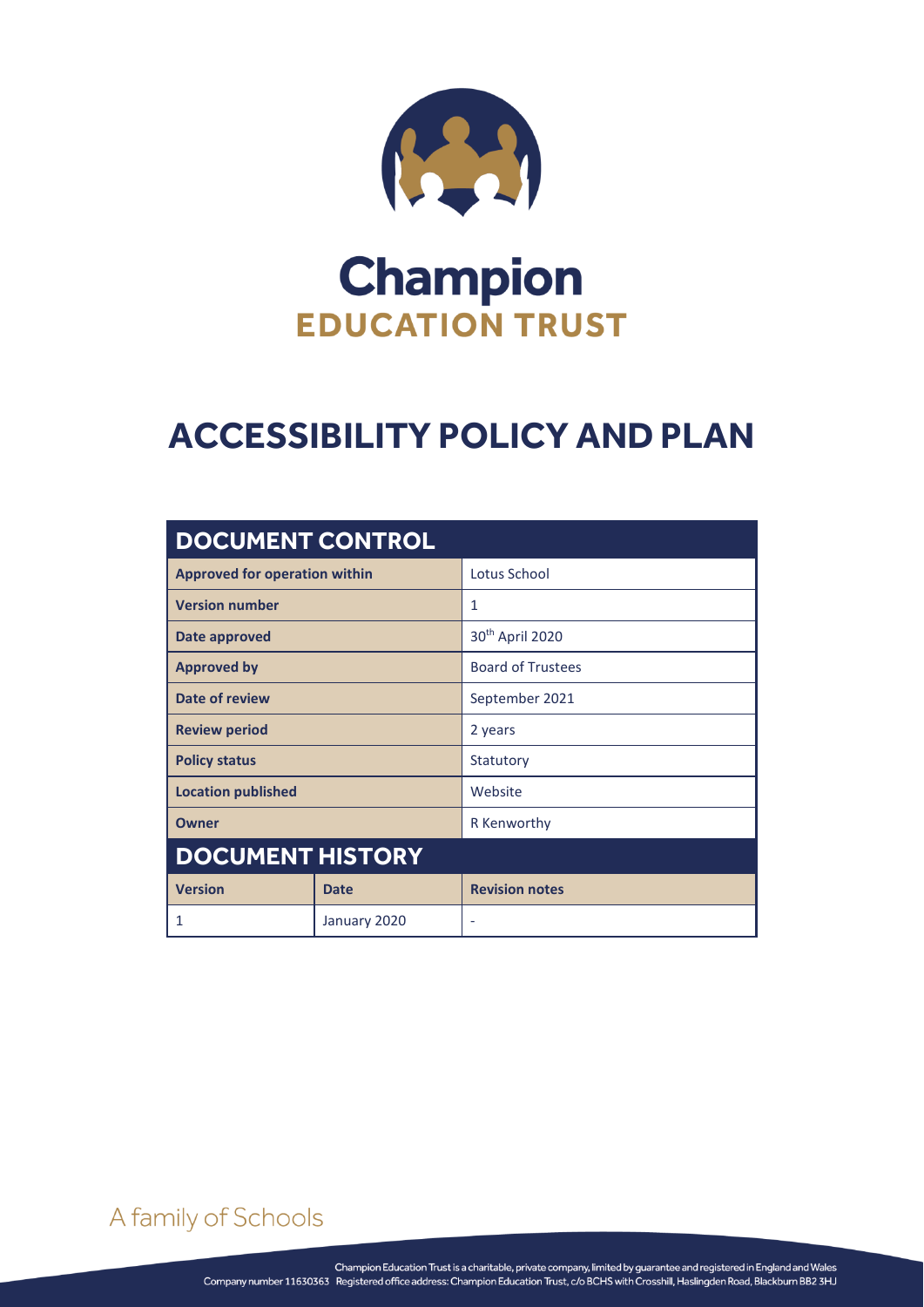# Champion

## EDUCATION TRUST

# ACCESSIBILITY POLICY AND PLAN

| DOCUMENT CONTROL | | |
|---|---|---|
| **Approved for operation within** | | Lotus School |
| **Version number** | | 1 |
| **Date approved** | | 30th April 2020 |
| **Approved by** | | Board of Trustees |
| **Date of review** | | September 2021 |
| **Review period** | | 2 years |
| **Policy status** | | Statutory |
| **Location published** | | Website |
| **Owner** | | R Kenworthy |
| **DOCUMENT HISTORY** | | |
| **Version** | **Date** | **Revision notes** |
| 1 | January 2020 | - |

A family of Schools

Champion Education Trust is a charitable, private company, limited by guarantee and registered in England and Wales
Company number 11630363 Registered office address: Champion Education Trust, c/o BCHS with Crosshill, Haslingden Road, Blackburn BB2 3HJ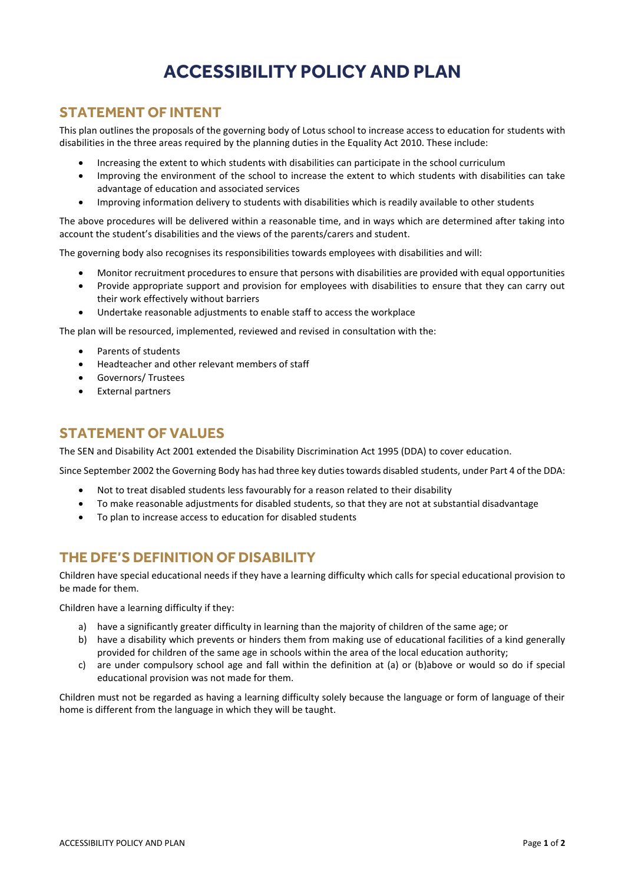# ACCESSIBILITY POLICY AND PLAN

## STATEMENT OF INTENT

This plan outlines the proposals of the governing body of Lotus school to increase access to education for students with disabilities in the three areas required by the planning duties in the Equality Act 2010. These include:

- Increasing the extent to which students with disabilities can participate in the school curriculum
- Improving the environment of the school to increase the extent to which students with disabilities can take advantage of education and associated services
- Improving information delivery to students with disabilities which is readily available to other students

The above procedures will be delivered within a reasonable time, and in ways which are determined after taking into account the student's disabilities and the views of the parents/carers and student.

The governing body also recognises its responsibilities towards employees with disabilities and will:

- Monitor recruitment procedures to ensure that persons with disabilities are provided with equal opportunities
- Provide appropriate support and provision for employees with disabilities to ensure that they can carry out their work effectively without barriers
- Undertake reasonable adjustments to enable staff to access the workplace

The plan will be resourced, implemented, reviewed and revised in consultation with the:

- Parents of students
- Headteacher and other relevant members of staff
- Governors/ Trustees
- External partners

## STATEMENT OF VALUES

The SEN and Disability Act 2001 extended the Disability Discrimination Act 1995 (DDA) to cover education.

Since September 2002 the Governing Body has had three key duties towards disabled students, under Part 4 of the DDA:

- Not to treat disabled students less favourably for a reason related to their disability
- To make reasonable adjustments for disabled students, so that they are not at substantial disadvantage
- To plan to increase access to education for disabled students

## THE DFE'S DEFINITION OF DISABILITY

Children have special educational needs if they have a learning difficulty which calls for special educational provision to be made for them.

Children have a learning difficulty if they:

a) have a significantly greater difficulty in learning than the majority of children of the same age; or
b) have a disability which prevents or hinders them from making use of educational facilities of a kind generally provided for children of the same age in schools within the area of the local education authority;
c) are under compulsory school age and fall within the definition at (a) or (b)above or would so do if special educational provision was not made for them.

Children must not be regarded as having a learning difficulty solely because the language or form of language of their home is different from the language in which they will be taught.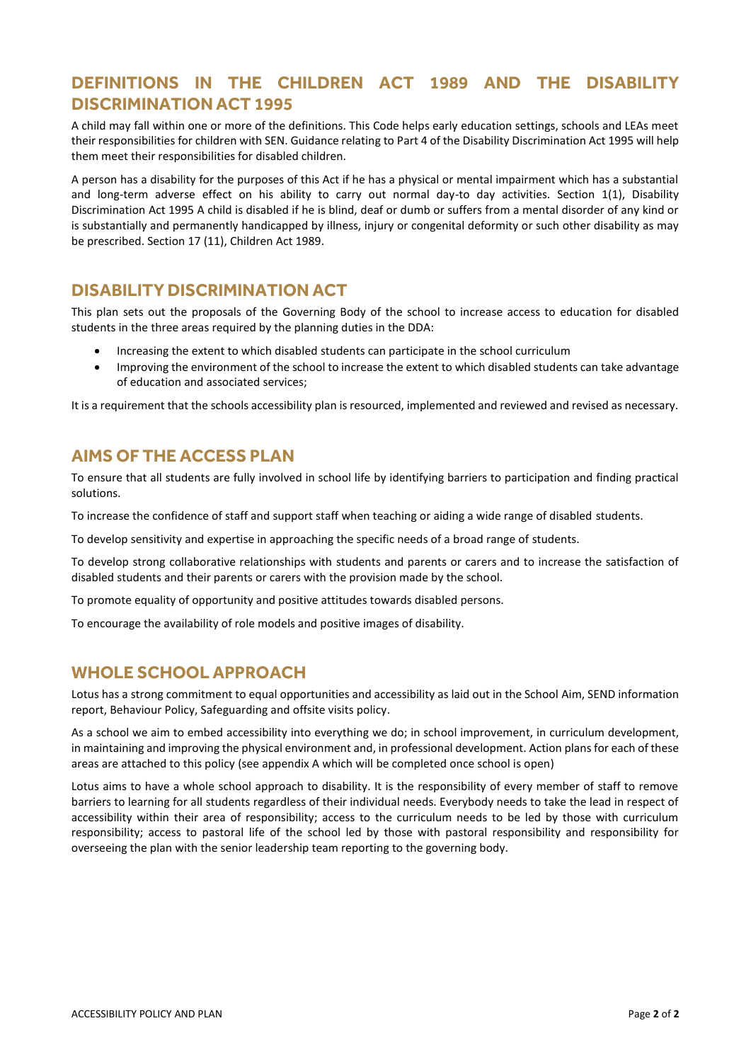## DEFINITIONS IN THE CHILDREN ACT 1989 AND THE DISABILITY DISCRIMINATION ACT 1995

A child may fall within one or more of the definitions. This Code helps early education settings, schools and LEAs meet their responsibilities for children with SEN. Guidance relating to Part 4 of the Disability Discrimination Act 1995 will help them meet their responsibilities for disabled children.

A person has a disability for the purposes of this Act if he has a physical or mental impairment which has a substantial and long-term adverse effect on his ability to carry out normal day-to day activities. Section 1(1), Disability Discrimination Act 1995 A child is disabled if he is blind, deaf or dumb or suffers from a mental disorder of any kind or is substantially and permanently handicapped by illness, injury or congenital deformity or such other disability as may be prescribed. Section 17 (11), Children Act 1989.

## DISABILITY DISCRIMINATION ACT

This plan sets out the proposals of the Governing Body of the school to increase access to education for disabled students in the three areas required by the planning duties in the DDA:

- Increasing the extent to which disabled students can participate in the school curriculum
- Improving the environment of the school to increase the extent to which disabled students can take advantage of education and associated services;

It is a requirement that the schools accessibility plan is resourced, implemented and reviewed and revised as necessary.

## AIMS OF THE ACCESS PLAN

To ensure that all students are fully involved in school life by identifying barriers to participation and finding practical solutions.

To increase the confidence of staff and support staff when teaching or aiding a wide range of disabled students.

To develop sensitivity and expertise in approaching the specific needs of a broad range of students.

To develop strong collaborative relationships with students and parents or carers and to increase the satisfaction of disabled students and their parents or carers with the provision made by the school.

To promote equality of opportunity and positive attitudes towards disabled persons.

To encourage the availability of role models and positive images of disability.

## WHOLE SCHOOL APPROACH

Lotus has a strong commitment to equal opportunities and accessibility as laid out in the School Aim, SEND information report, Behaviour Policy, Safeguarding and offsite visits policy.

As a school we aim to embed accessibility into everything we do; in school improvement, in curriculum development, in maintaining and improving the physical environment and, in professional development. Action plans for each of these areas are attached to this policy (see appendix A which will be completed once school is open)

Lotus aims to have a whole school approach to disability. It is the responsibility of every member of staff to remove barriers to learning for all students regardless of their individual needs. Everybody needs to take the lead in respect of accessibility within their area of responsibility; access to the curriculum needs to be led by those with curriculum responsibility; access to pastoral life of the school led by those with pastoral responsibility and responsibility for overseeing the plan with the senior leadership team reporting to the governing body.